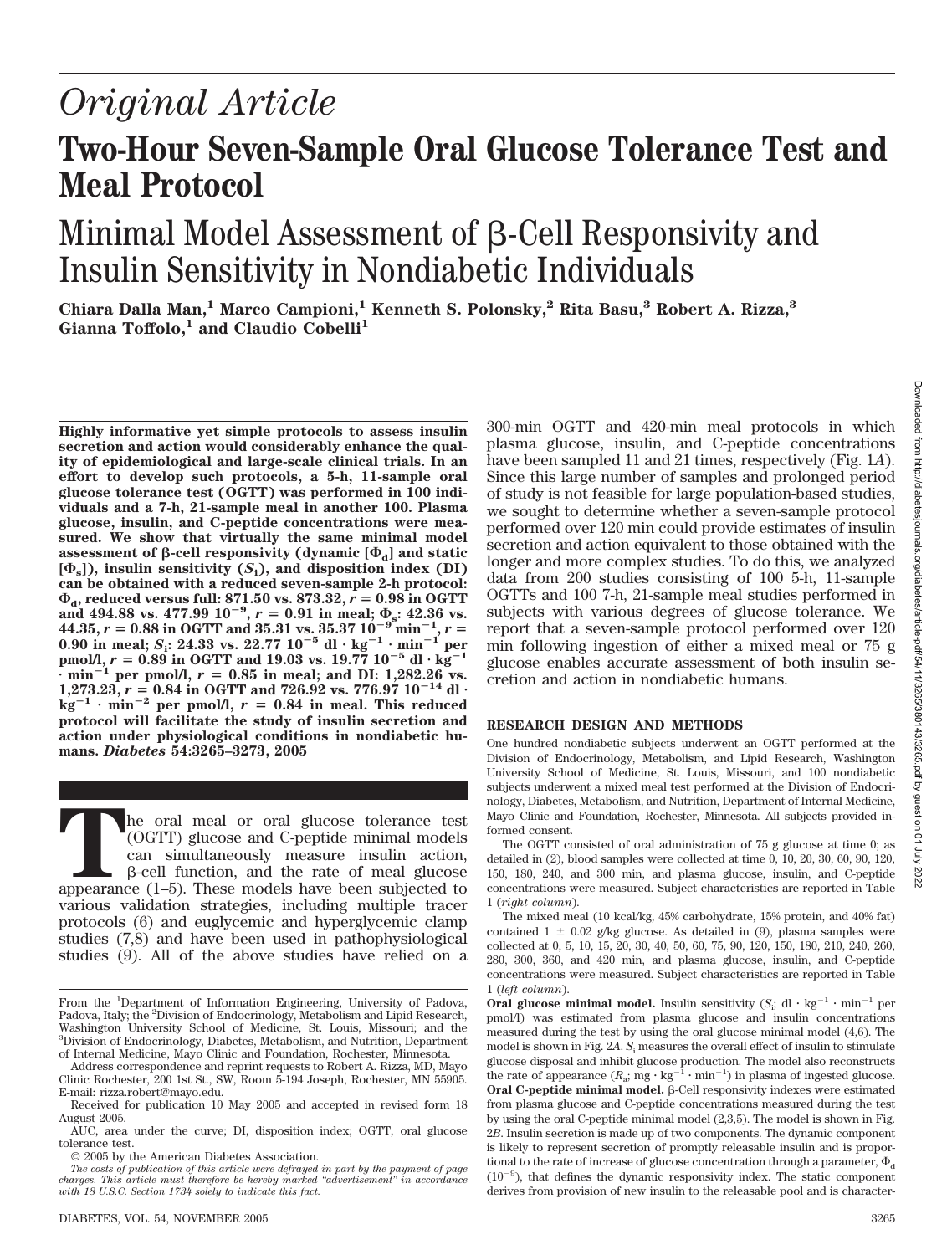# Original Article

# Two-Hour Seven-Sample Oral Glucose Tolerance Test and Meal Protocol

## Minimal Model Assessment of β-Cell Responsivity and Insulin Sensitivity in Nondiabetic Individuals

**Chiara Dalla Man,[1] Marco Campioni,[1] Kenneth S. Polonsky,[2] Rita Basu,[3] Robert A. Rizza,[3] Gianna Toffolo,[1] and Claudio Cobelli[1]**

**Highly informative yet simple protocols to assess insulin secretion and action would considerably enhance the quality of epidemiological and large-scale clinical trials. In an effort to develop such protocols, a 5-h, 11-sample oral glucose tolerance test (OGTT) was performed in 100 individuals and a 7-h, 21-sample meal in another 100. Plasma glucose, insulin, and C-peptide concentrations were measured. We show that virtually the same minimal model assessment of β-cell responsivity (dynamic [$\Phi_d$] and static [$\Phi_s$]), insulin sensitivity ($S_i$), and disposition index (DI) can be obtained with a reduced seven-sample 2-h protocol: $\Phi_d$, reduced versus full: 871.50 vs. 873.32, $r = 0.98$ in OGTT and 494.88 vs. 477.99 $10^{-9}$, $r = 0.91$ in meal; $\Phi_s$: 42.36 vs. 44.35, $r = 0.88$ in OGTT and 35.31 vs. 35.37 $10^{-9}$ $\text{min}^{-1}$, $r = 0.90$ in meal; $S_i$: 24.33 vs. 22.77 $10^{-5}$ dl · $\text{kg}^{-1}$ · $\text{min}^{-1}$ per pmol/l, $r = 0.89$ in OGTT and 19.03 vs. 19.77 $10^{-5}$ dl · $\text{kg}^{-1}$ · $\text{min}^{-1}$ per pmol/l, $r = 0.85$ in meal; and DI: 1,282.26 vs. 1,273.23, $r = 0.84$ in OGTT and 726.92 vs. 776.97 $10^{-14}$ dl · $\text{kg}^{-1}$ · $\text{min}^{-2}$ per pmol/l, $r = 0.84$ in meal. This reduced protocol will facilitate the study of insulin secretion and action under physiological conditions in nondiabetic humans.** ***Diabetes* 54:3265–3273, 2005**

The oral meal or oral glucose tolerance test (OGTT) glucose and C-peptide minimal models can simultaneously measure insulin action, β-cell function, and the rate of meal glucose appearance (1–5). These models have been subjected to various validation strategies, including multiple tracer protocols (6) and euglycemic and hyperglycemic clamp studies (7,8) and have been used in pathophysiological studies (9). All of the above studies have relied on a 300-min OGTT and 420-min meal protocols in which plasma glucose, insulin, and C-peptide concentrations have been sampled 11 and 21 times, respectively (Fig. 1*A*). Since this large number of samples and prolonged period of study is not feasible for large population-based studies, we sought to determine whether a seven-sample protocol performed over 120 min could provide estimates of insulin secretion and action equivalent to those obtained with the longer and more complex studies. To do this, we analyzed data from 200 studies consisting of 100 5-h, 11-sample OGTTs and 100 7-h, 21-sample meal studies performed in subjects with various degrees of glucose tolerance. We report that a seven-sample protocol performed over 120 min following ingestion of either a mixed meal or 75 g glucose enables accurate assessment of both insulin secretion and action in nondiabetic humans.

From the [1]Department of Information Engineering, University of Padova, Padova, Italy; the [2]Division of Endocrinology, Metabolism and Lipid Research, Washington University School of Medicine, St. Louis, Missouri; and the [3]Division of Endocrinology, Diabetes, Metabolism, and Nutrition, Department of Internal Medicine, Mayo Clinic and Foundation, Rochester, Minnesota.

Address correspondence and reprint requests to Robert A. Rizza, MD, Mayo Clinic Rochester, 200 1st St., SW, Room 5-194 Joseph, Rochester, MN 55905. E-mail: rizza.robert@mayo.edu.

Received for publication 10 May 2005 and accepted in revised form 18 August 2005.

AUC, area under the curve; DI, disposition index; OGTT, oral glucose tolerance test.

© 2005 by the American Diabetes Association.

*The costs of publication of this article were defrayed in part by the payment of page charges. This article must therefore be hereby marked "advertisement" in accordance with 18 U.S.C. Section 1734 solely to indicate this fact.*

## RESEARCH DESIGN AND METHODS

One hundred nondiabetic subjects underwent an OGTT performed at the Division of Endocrinology, Metabolism, and Lipid Research, Washington University School of Medicine, St. Louis, Missouri, and 100 nondiabetic subjects underwent a mixed meal test performed at the Division of Endocrinology, Diabetes, Metabolism, and Nutrition, Department of Internal Medicine, Mayo Clinic and Foundation, Rochester, Minnesota. All subjects provided informed consent.

The OGTT consisted of oral administration of 75 g glucose at time 0; as detailed in (2), blood samples were collected at time 0, 10, 20, 30, 60, 90, 120, 150, 180, 240, and 300 min, and plasma glucose, insulin, and C-peptide concentrations were measured. Subject characteristics are reported in Table 1 (*right column*).

The mixed meal (10 kcal/kg, 45% carbohydrate, 15% protein, and 40% fat) contained 1 ± 0.02 g/kg glucose. As detailed in (9), plasma samples were collected at 0, 5, 10, 15, 20, 30, 40, 50, 60, 75, 90, 120, 150, 180, 210, 240, 260, 280, 300, 360, and 420 min, and plasma glucose, insulin, and C-peptide concentrations were measured. Subject characteristics are reported in Table 1 (*left column*).

**Oral glucose minimal model.** Insulin sensitivity ($S_i$; dl · $\text{kg}^{-1}$ · $\text{min}^{-1}$ per pmol/l) was estimated from plasma glucose and insulin concentrations measured during the test by using the oral glucose minimal model (4,6). The model is shown in Fig. 2*A*. $S_i$ measures the overall effect of insulin to stimulate glucose disposal and inhibit glucose production. The model also reconstructs the rate of appearance ($R_a$; mg · $\text{kg}^{-1}$ · $\text{min}^{-1}$) in plasma of ingested glucose.

**Oral C-peptide minimal model.** β-Cell responsivity indexes were estimated from plasma glucose and C-peptide concentrations measured during the test by using the oral C-peptide minimal model (2,3,5). The model is shown in Fig. 2*B*. Insulin secretion is made up of two components. The dynamic component is likely to represent secretion of promptly releasable insulin and is proportional to the rate of increase of glucose concentration through a parameter, $\Phi_d$ ($10^{-9}$), that defines the dynamic responsivity index. The static component derives from provision of new insulin to the releasable pool and is character-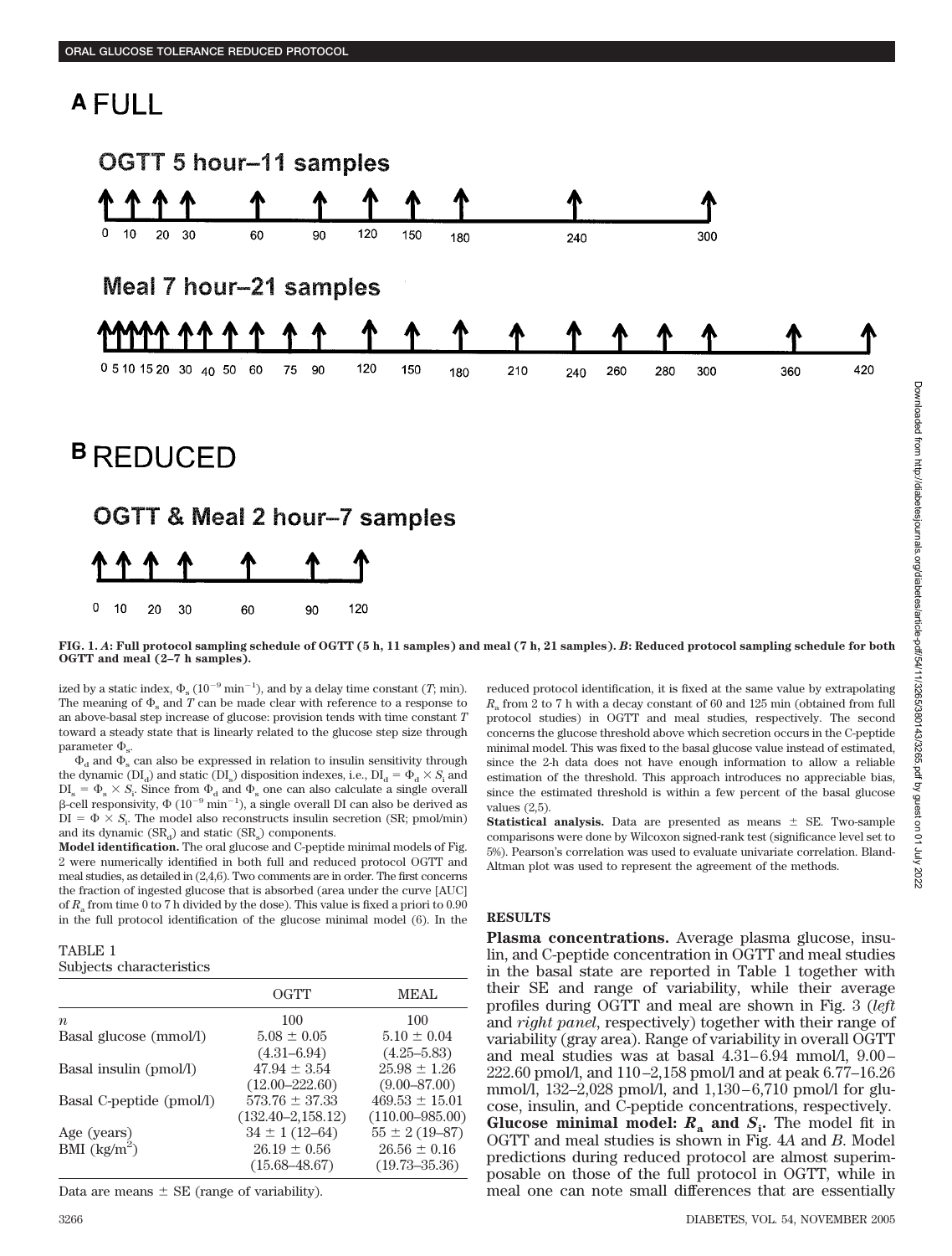# A FULL

## OGTT 5 hour–11 samples

0 10 20 30 60 90 120 150 180 240 300

## Meal 7 hour–21 samples

0 5 10 15 20 30 40 50 60 75 90 120 150 180 210 240 260 280 300 360 420

# B REDUCED

## OGTT & Meal 2 hour–7 samples

0 10 20 30 60 90 120

**FIG. 1.** ***A*****: Full protocol sampling schedule of OGTT (5 h, 11 samples) and meal (7 h, 21 samples).** ***B*****: Reduced protocol sampling schedule for both OGTT and meal (2–7 h samples).**

ized by a static index, $\Phi_s$ ($10^{-9}$ min$^{-1}$), and by a delay time constant (*T*; min). The meaning of $\Phi_s$ and *T* can be made clear with reference to a response to an above-basal step increase of glucose: provision tends with time constant *T* toward a steady state that is linearly related to the glucose step size through parameter $\Phi_s$.

$\Phi_d$ and $\Phi_s$ can also be expressed in relation to insulin sensitivity through the dynamic ($DI_d$) and static ($DI_s$) disposition indexes, i.e., $DI_d = \Phi_d \times S_i$ and $DI_s = \Phi_s \times S_i$. Since from $\Phi_d$ and $\Phi_s$ one can also calculate a single overall β-cell responsivity, $\Phi$ ($10^{-9}$ min$^{-1}$), a single overall DI can also be derived as $DI = \Phi \times S_i$. The model also reconstructs insulin secretion (SR; pmol/min) and its dynamic ($SR_d$) and static ($SR_s$) components.

**Model identification.** The oral glucose and C-peptide minimal models of Fig. 2 were numerically identified in both full and reduced protocol OGTT and meal studies, as detailed in (2,4,6). Two comments are in order. The first concerns the fraction of ingested glucose that is absorbed (area under the curve [AUC] of $R_a$ from time 0 to 7 h divided by the dose). This value is fixed a priori to 0.90 in the full protocol identification of the glucose minimal model (6). In the reduced protocol identification, it is fixed at the same value by extrapolating $R_a$ from 2 to 7 h with a decay constant of 60 and 125 min (obtained from full protocol studies) in OGTT and meal studies, respectively. The second concerns the glucose threshold above which secretion occurs in the C-peptide minimal model. This was fixed to the basal glucose value instead of estimated, since the 2-h data does not have enough information to allow a reliable estimation of the threshold. This approach introduces no appreciable bias, since the estimated threshold is within a few percent of the basal glucose values (2,5).

**Statistical analysis.** Data are presented as means ± SE. Two-sample comparisons were done by Wilcoxon signed-rank test (significance level set to 5%). Pearson's correlation was used to evaluate univariate correlation. Bland-Altman plot was used to represent the agreement of the methods.

TABLE 1
Subjects characteristics

| | OGTT | MEAL |
|---|---|---|
| *n* | 100 | 100 |
| Basal glucose (mmol/l) | 5.08 ± 0.05 (4.31–6.94) | 5.10 ± 0.04 (4.25–5.83) |
| Basal insulin (pmol/l) | 47.94 ± 3.54 (12.00–222.60) | 25.98 ± 1.26 (9.00–87.00) |
| Basal C-peptide (pmol/l) | 573.76 ± 37.33 (132.40–2,158.12) | 469.53 ± 15.01 (110.00–985.00) |
| Age (years) | 34 ± 1 (12–64) | 55 ± 2 (19–87) |
| BMI (kg/m$^2$) | 26.19 ± 0.56 (15.68–48.67) | 26.56 ± 0.16 (19.73–35.36) |

Data are means ± SE (range of variability).

## RESULTS

**Plasma concentrations.** Average plasma glucose, insulin, and C-peptide concentration in OGTT and meal studies in the basal state are reported in Table 1 together with their SE and range of variability, while their average profiles during OGTT and meal are shown in Fig. 3 (*left* and *right panel*, respectively) together with their range of variability (gray area). Range of variability in overall OGTT and meal studies was at basal 4.31–6.94 mmol/l, 9.00–222.60 pmol/l, and 110–2,158 pmol/l and at peak 6.77–16.26 mmol/l, 132–2,028 pmol/l, and 1,130–6,710 pmol/l for glucose, insulin, and C-peptide concentrations, respectively.

**Glucose minimal model: $R_a$ and $S_i$.** The model fit in OGTT and meal studies is shown in Fig. 4*A* and *B*. Model predictions during reduced protocol are almost superimposable on those of the full protocol in OGTT, while in meal one can note small differences that are essentially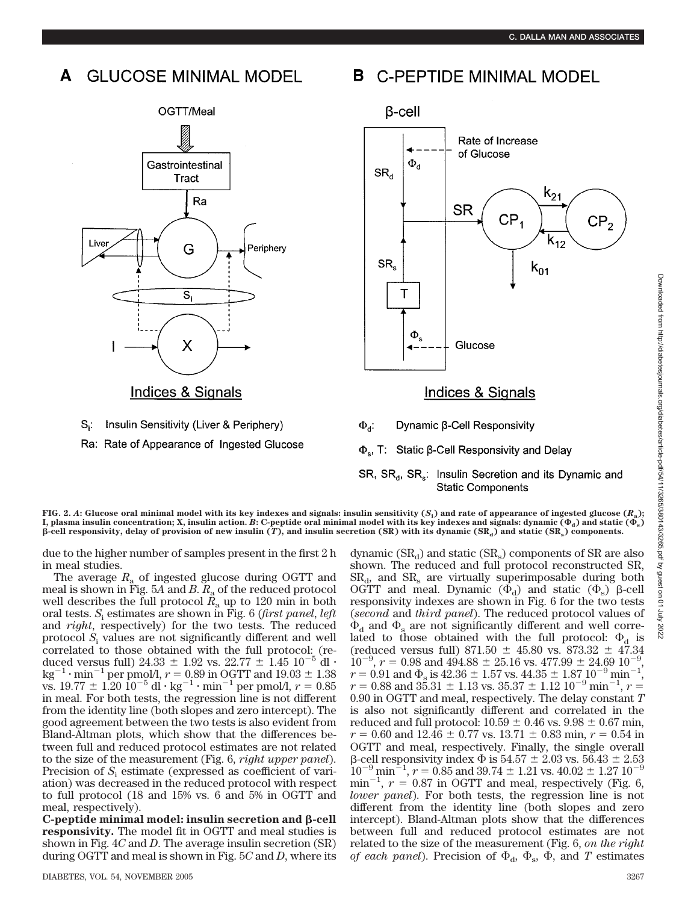FIG. 2. *A*: Glucose oral minimal model with its key indexes and signals: insulin sensitivity ($S_I$) and rate of appearance of ingested glucose ($R_a$); I, plasma insulin concentration; X, insulin action. *B*: C-peptide oral minimal model with its key indexes and signals: dynamic ($\Phi_d$) and static ($\Phi_s$) β-cell responsivity, delay of provision of new insulin ($T$), and insulin secretion (SR) with its dynamic ($SR_d$) and static ($SR_s$) components.

due to the higher number of samples present in the first 2 h in meal studies.

The average $R_a$ of ingested glucose during OGTT and meal is shown in Fig. 5*A* and *B*. $R_a$ of the reduced protocol well describes the full protocol $R_a$ up to 120 min in both oral tests. $S_i$ estimates are shown in Fig. 6 (*first panel*, *left* and *right*, respectively) for the two tests. The reduced protocol $S_i$ values are not significantly different and well correlated to those obtained with the full protocol: (reduced versus full) 24.33 ± 1.92 vs. 22.77 ± 1.45 $10^{-5}$ dl · $kg^{-1}$ · $min^{-1}$ per pmol/l, $r = 0.89$ in OGTT and 19.03 ± 1.38 vs. 19.77 ± 1.20 $10^{-5}$ dl · $kg^{-1}$ · $min^{-1}$ per pmol/l, $r = 0.85$ in meal. For both tests, the regression line is not different from the identity line (both slopes and zero intercept). The good agreement between the two tests is also evident from Bland-Altman plots, which show that the differences between full and reduced protocol estimates are not related to the size of the measurement (Fig. 6, *right upper panel*). Precision of $S_i$ estimate (expressed as coefficient of variation) was decreased in the reduced protocol with respect to full protocol (18 and 15% vs. 6 and 5% in OGTT and meal, respectively).

**C-peptide minimal model: insulin secretion and β-cell responsivity.** The model fit in OGTT and meal studies is shown in Fig. 4*C* and *D*. The average insulin secretion (SR) during OGTT and meal is shown in Fig. 5*C* and *D*, where its dynamic ($SR_d$) and static ($SR_s$) components of SR are also shown. The reduced and full protocol reconstructed SR, $SR_d$, and $SR_s$ are virtually superimposable during both OGTT and meal. Dynamic ($\Phi_d$) and static ($\Phi_s$) β-cell responsivity indexes are shown in Fig. 6 for the two tests (*second* and *third panel*). The reduced protocol values of $\Phi_d$ and $\Phi_s$ are not significantly different and well correlated to those obtained with the full protocol: $\Phi_d$ is (reduced versus full) 871.50 ± 45.80 vs. 873.32 ± 47.34 $10^{-9}$, $r = 0.98$ and 494.88 ± 25.16 vs. 477.99 ± 24.69 $10^{-9}$, $r = 0.91$ and $\Phi_s$ is 42.36 ± 1.57 vs. 44.35 ± 1.87 $10^{-9}$ $min^{-1}$, $r = 0.88$ and 35.31 ± 1.13 vs. 35.37 ± 1.12 $10^{-9}$ $min^{-1}$, $r = 0.90$ in OGTT and meal, respectively. The delay constant $T$ is also not significantly different and correlated in the reduced and full protocol: 10.59 ± 0.46 vs. 9.98 ± 0.67 min, $r = 0.60$ and 12.46 ± 0.77 vs. 13.71 ± 0.83 min, $r = 0.54$ in OGTT and meal, respectively. Finally, the single overall β-cell responsivity index $\Phi$ is 54.57 ± 2.03 vs. 56.43 ± 2.53 $10^{-9}$ $min^{-1}$, $r = 0.85$ and 39.74 ± 1.21 vs. 40.02 ± 1.27 $10^{-9}$ $min^{-1}$, $r = 0.87$ in OGTT and meal, respectively (Fig. 6, *lower panel*). For both tests, the regression line is not different from the identity line (both slopes and zero intercept). Bland-Altman plots show that the differences between full and reduced protocol estimates are not related to the size of the measurement (Fig. 6, *on the right of each panel*). Precision of $\Phi_d$, $\Phi_s$, $\Phi$, and $T$ estimates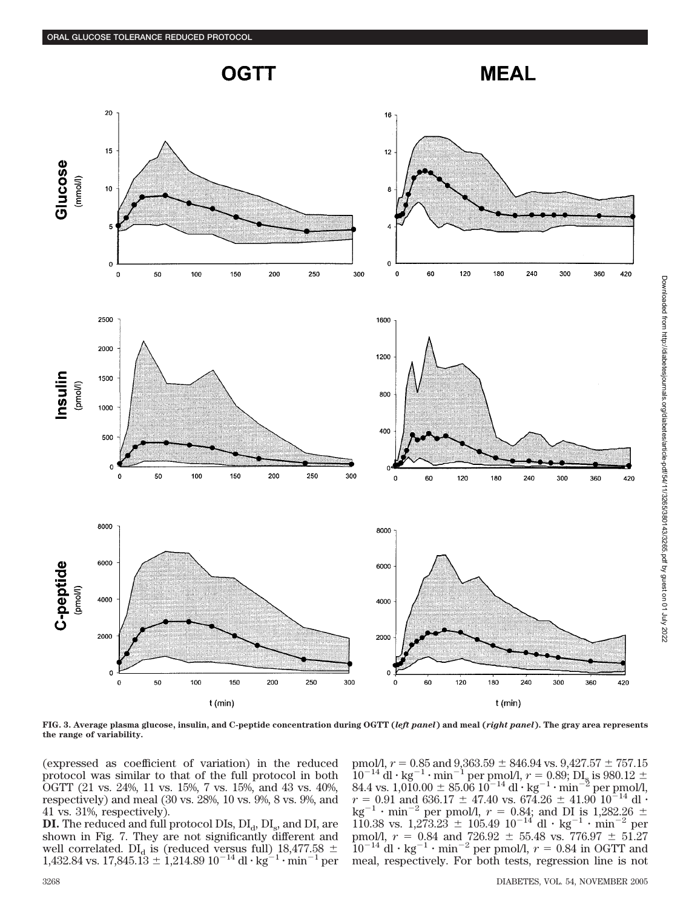FIG. 3. Average plasma glucose, insulin, and C-peptide concentration during OGTT (*left panel*) and meal (*right panel*). The gray area represents the range of variability.

(expressed as coefficient of variation) in the reduced protocol was similar to that of the full protocol in both OGTT (21 vs. 24%, 11 vs. 15%, 7 vs. 15%, and 43 vs. 40%, respectively) and meal (30 vs. 28%, 10 vs. 9%, 8 vs. 9%, and 41 vs. 31%, respectively).

**DI.** The reduced and full protocol DIs, $DI_d$, $DI_s$, and DI, are shown in Fig. 7. They are not significantly different and well correlated. $DI_d$ is (reduced versus full) 18,477.58 ± 1,432.84 vs. 17,845.13 ± 1,214.89 $10^{-14}$ dl · $kg^{-1}$ · $min^{-1}$ per pmol/l, $r = 0.85$ and 9,363.59 ± 846.94 vs. 9,427.57 ± 757.15 $10^{-14}$ dl · $kg^{-1}$ · $min^{-1}$ per pmol/l, $r = 0.89$; $DI_s$ is 980.12 ± 84.4 vs. 1,010.00 ± 85.06 $10^{-14}$ dl · $kg^{-1}$ · $min^{-2}$ per pmol/l, $r = 0.91$ and 636.17 ± 47.40 vs. 674.26 ± 41.90 $10^{-14}$ dl · $kg^{-1}$ · $min^{-2}$ per pmol/l, $r = 0.84$; and DI is 1,282.26 ± 110.38 vs. 1,273.23 ± 105.49 $10^{-14}$ dl · $kg^{-1}$ · $min^{-2}$ per pmol/l, $r = 0.84$ and 726.92 ± 55.48 vs. 776.97 ± 51.27 $10^{-14}$ dl · $kg^{-1}$ · $min^{-2}$ per pmol/l, $r = 0.84$ in OGTT and meal, respectively. For both tests, regression line is not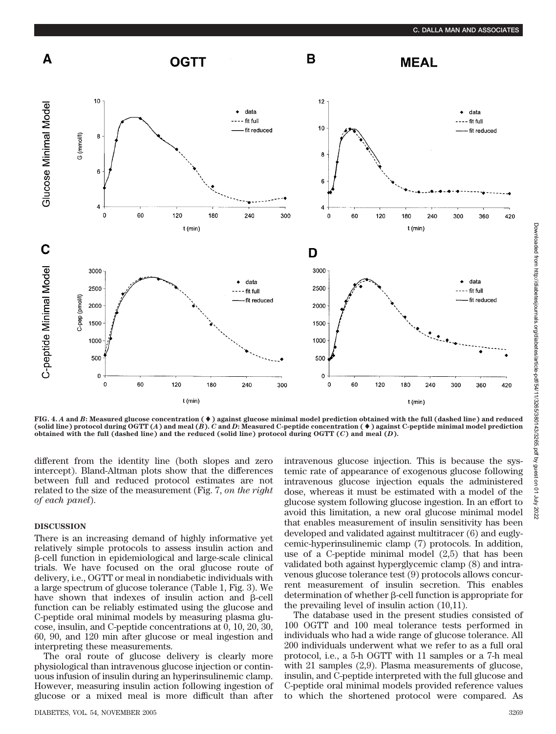FIG. 4. *A* and *B*: Measured glucose concentration (♦) against glucose minimal model prediction obtained with the full (dashed line) and reduced (solid line) protocol during OGTT (*A*) and meal (*B*). *C* and *D*: Measured C-peptide concentration (♦) against C-peptide minimal model prediction obtained with the full (dashed line) and the reduced (solid line) protocol during OGTT (*C*) and meal (*D*).

different from the identity line (both slopes and zero intercept). Bland-Altman plots show that the differences between full and reduced protocol estimates are not related to the size of the measurement (Fig. 7, *on the right of each panel*).

## DISCUSSION

There is an increasing demand of highly informative yet relatively simple protocols to assess insulin action and β-cell function in epidemiological and large-scale clinical trials. We have focused on the oral glucose route of delivery, i.e., OGTT or meal in nondiabetic individuals with a large spectrum of glucose tolerance (Table 1, Fig. 3). We have shown that indexes of insulin action and β-cell function can be reliably estimated using the glucose and C-peptide oral minimal models by measuring plasma glucose, insulin, and C-peptide concentrations at 0, 10, 20, 30, 60, 90, and 120 min after glucose or meal ingestion and interpreting these measurements.

The oral route of glucose delivery is clearly more physiological than intravenous glucose injection or continuous infusion of insulin during an hyperinsulinemic clamp. However, measuring insulin action following ingestion of glucose or a mixed meal is more difficult than after intravenous glucose injection. This is because the systemic rate of appearance of exogenous glucose following intravenous glucose injection equals the administered dose, whereas it must be estimated with a model of the glucose system following glucose ingestion. In an effort to avoid this limitation, a new oral glucose minimal model that enables measurement of insulin sensitivity has been developed and validated against multitracer (6) and euglycemic-hyperinsulinemic clamp (7) protocols. In addition, use of a C-peptide minimal model (2,5) that has been validated both against hyperglycemic clamp (8) and intravenous glucose tolerance test (9) protocols allows concurrent measurement of insulin secretion. This enables determination of whether β-cell function is appropriate for the prevailing level of insulin action (10,11).

The database used in the present studies consisted of 100 OGTT and 100 meal tolerance tests performed in individuals who had a wide range of glucose tolerance. All 200 individuals underwent what we refer to as a full oral protocol, i.e., a 5-h OGTT with 11 samples or a 7-h meal with 21 samples (2,9). Plasma measurements of glucose, insulin, and C-peptide interpreted with the full glucose and C-peptide oral minimal models provided reference values to which the shortened protocol were compared. As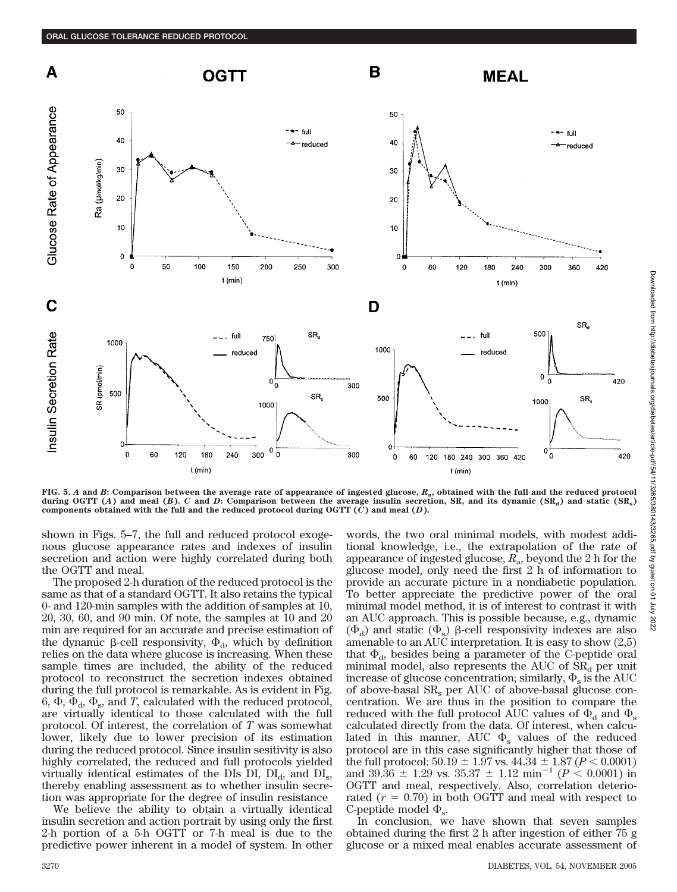FIG. 5. *A* and *B*: Comparison between the average rate of appearance of ingested glucose, $R_a$, obtained with the full and the reduced protocol during OGTT (*A*) and meal (*B*). *C* and *D*: Comparison between the average insulin secretion, SR, and its dynamic ($SR_d$) and static ($SR_s$) components obtained with the full and the reduced protocol during OGTT (*C*) and meal (*D*).

shown in Figs. 5–7, the full and reduced protocol exogenous glucose appearance rates and indexes of insulin secretion and action were highly correlated during both the OGTT and meal.

The proposed 2-h duration of the reduced protocol is the same as that of a standard OGTT. It also retains the typical 0- and 120-min samples with the addition of samples at 10, 20, 30, 60, and 90 min. Of note, the samples at 10 and 20 min are required for an accurate and precise estimation of the dynamic β-cell responsivity, $\Phi_d$, which by definition relies on the data where glucose is increasing. When these sample times are included, the ability of the reduced protocol to reconstruct the secretion indexes obtained during the full protocol is remarkable. As is evident in Fig. 6, $\Phi$, $\Phi_d$, $\Phi_s$, and $T$, calculated with the reduced protocol, are virtually identical to those calculated with the full protocol. Of interest, the correlation of $T$ was somewhat lower, likely due to lower precision of its estimation during the reduced protocol. Since insulin sensitivity is also highly correlated, the reduced and full protocols yielded virtually identical estimates of the DIs DI, $DI_d$, and $DI_s$, thereby enabling assessment as to whether insulin secretion was appropriate for the degree of insulin resistance

We believe the ability to obtain a virtually identical insulin secretion and action portrait by using only the first 2-h portion of a 5-h OGTT or 7-h meal is due to the predictive power inherent in a model of system. In other words, the two oral minimal models, with modest additional knowledge, i.e., the extrapolation of the rate of appearance of ingested glucose, $R_a$, beyond the 2 h for the glucose model, only need the first 2 h of information to provide an accurate picture in a nondiabetic population. To better appreciate the predictive power of the oral minimal model method, it is of interest to contrast it with an AUC approach. This is possible because, e.g., dynamic ($\Phi_d$) and static ($\Phi_s$) β-cell responsivity indexes are also amenable to an AUC interpretation. It is easy to show (2,5) that $\Phi_d$, besides being a parameter of the C-peptide oral minimal model, also represents the AUC of $SR_d$ per unit increase of glucose concentration; similarly, $\Phi_s$ is the AUC of above-basal $SR_s$ per AUC of above-basal glucose concentration. We are thus in the position to compare the reduced with the full protocol AUC values of $\Phi_d$ and $\Phi_s$ calculated directly from the data. Of interest, when calculated in this manner, AUC $\Phi_s$ values of the reduced protocol are in this case significantly higher that those of the full protocol: $50.19 \pm 1.97$ vs. $44.34 \pm 1.87$ ($P < 0.0001$) and $39.36 \pm 1.29$ vs. $35.37 \pm 1.12$ $\text{min}^{-1}$ ($P < 0.0001$) in OGTT and meal, respectively. Also, correlation deteriorated ($r = 0.70$) in both OGTT and meal with respect to C-peptide model $\Phi_s$.

In conclusion, we have shown that seven samples obtained during the first 2 h after ingestion of either 75 g glucose or a mixed meal enables accurate assessment of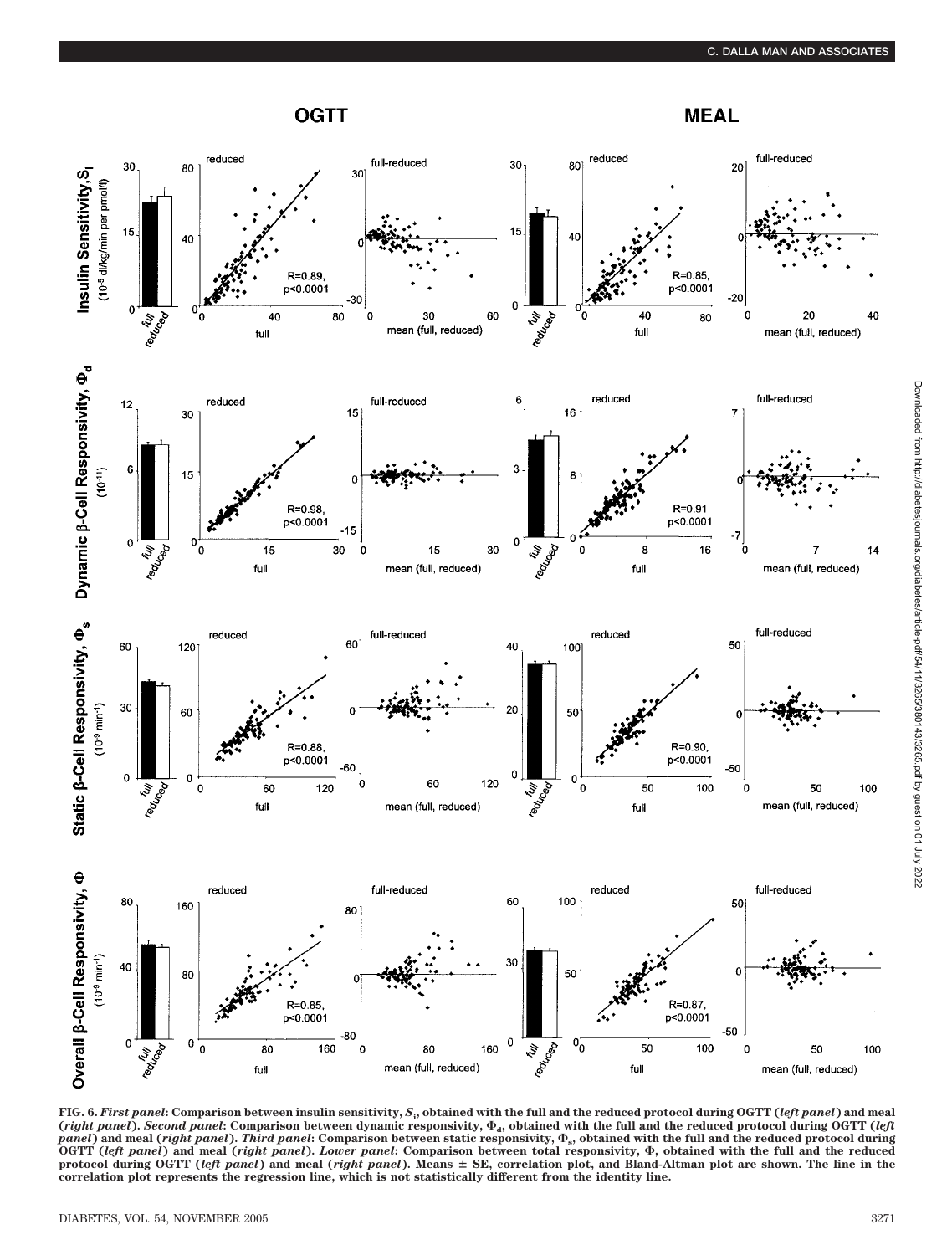**FIG. 6.** ***First panel*****: Comparison between insulin sensitivity, $S_i$, obtained with the full and the reduced protocol during OGTT (*left panel*) and meal (*right panel*).** ***Second panel*****: Comparison between dynamic responsivity, $\Phi_d$, obtained with the full and the reduced protocol during OGTT (*left panel*) and meal (*right panel*).** ***Third panel*****: Comparison between static responsivity, $\Phi_s$, obtained with the full and the reduced protocol during OGTT (*left panel*) and meal (*right panel*).** ***Lower panel*****: Comparison between total responsivity, $\Phi$, obtained with the full and the reduced protocol during OGTT (*left panel*) and meal (*right panel*). Means ± SE, correlation plot, and Bland-Altman plot are shown. The line in the correlation plot represents the regression line, which is not statistically different from the identity line.**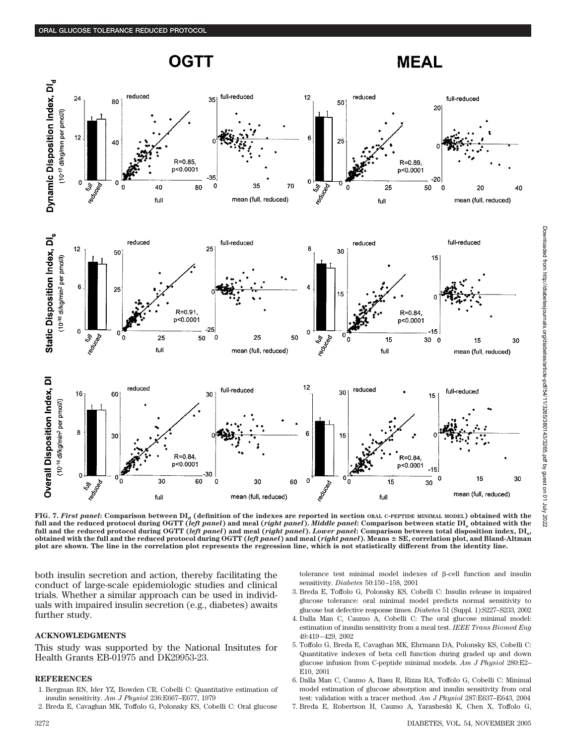FIG. 7. ***First panel*: Comparison between $DI_d$ (definition of the indexes are reported in section ORAL C-PEPTIDE MINIMAL MODEL) obtained with the full and the reduced protocol during OGTT (*left panel*) and meal (*right panel*). *Middle panel*: Comparison between static $DI_s$ obtained with the full and the reduced protocol during OGTT (*left panel*) and meal (*right panel*). *Lower panel*: Comparison between total disposition index, $DI_s$, obtained with the full and the reduced protocol during OGTT (*left panel*) and meal (*right panel*). Means ± SE, correlation plot, and Bland-Altman plot are shown. The line in the correlation plot represents the regression line, which is not statistically different from the identity line.**

both insulin secretion and action, thereby facilitating the conduct of large-scale epidemiologic studies and clinical trials. Whether a similar approach can be used in individuals with impaired insulin secretion (e.g., diabetes) awaits further study.

## ACKNOWLEDGMENTS

This study was supported by the National Insitutes for Health Grants EB-01975 and DK29953-23.

## REFERENCES

1. Bergman RN, Ider YZ, Bowden CR, Cobelli C: Quantitative estimation of insulin sensitivity. *Am J Physiol* 236:E667–E677, 1979
2. Breda E, Cavaghan MK, Toffolo G, Polonsky KS, Cobelli C: Oral glucose tolerance test minimal model indexes of β-cell function and insulin sensitivity. *Diabetes* 50:150–158, 2001
3. Breda E, Toffolo G, Polonsky KS, Cobelli C: Insulin release in impaired glucose tolerance: oral minimal model predicts normal sensitivity to glucose but defective response times. *Diabetes* 51 (Suppl. 1):S227–S233, 2002
4. Dalla Man C, Caumo A, Cobelli C: The oral glucose minimal model: estimation of insulin sensitivity from a meal test. *IEEE Trans Biomed Eng* 49:419–429, 2002
5. Toffolo G, Breda E, Cavaghan MK, Ehrmann DA, Polonsky KS, Cobelli C: Quantitative indexes of beta cell function during graded up and down glucose infusion from C-peptide minimal models. *Am J Physiol* 280:E2–E10, 2001
6. Dalla Man C, Caumo A, Basu R, Rizza RA, Toffolo G, Cobelli C: Minimal model estimation of glucose absorption and insulin sensitivity from oral test: validation with a tracer method. *Am J Physiol* 287:E637–E643, 2004
7. Breda E, Robertson H, Caumo A, Yarasheski K, Chen X, Toffolo G,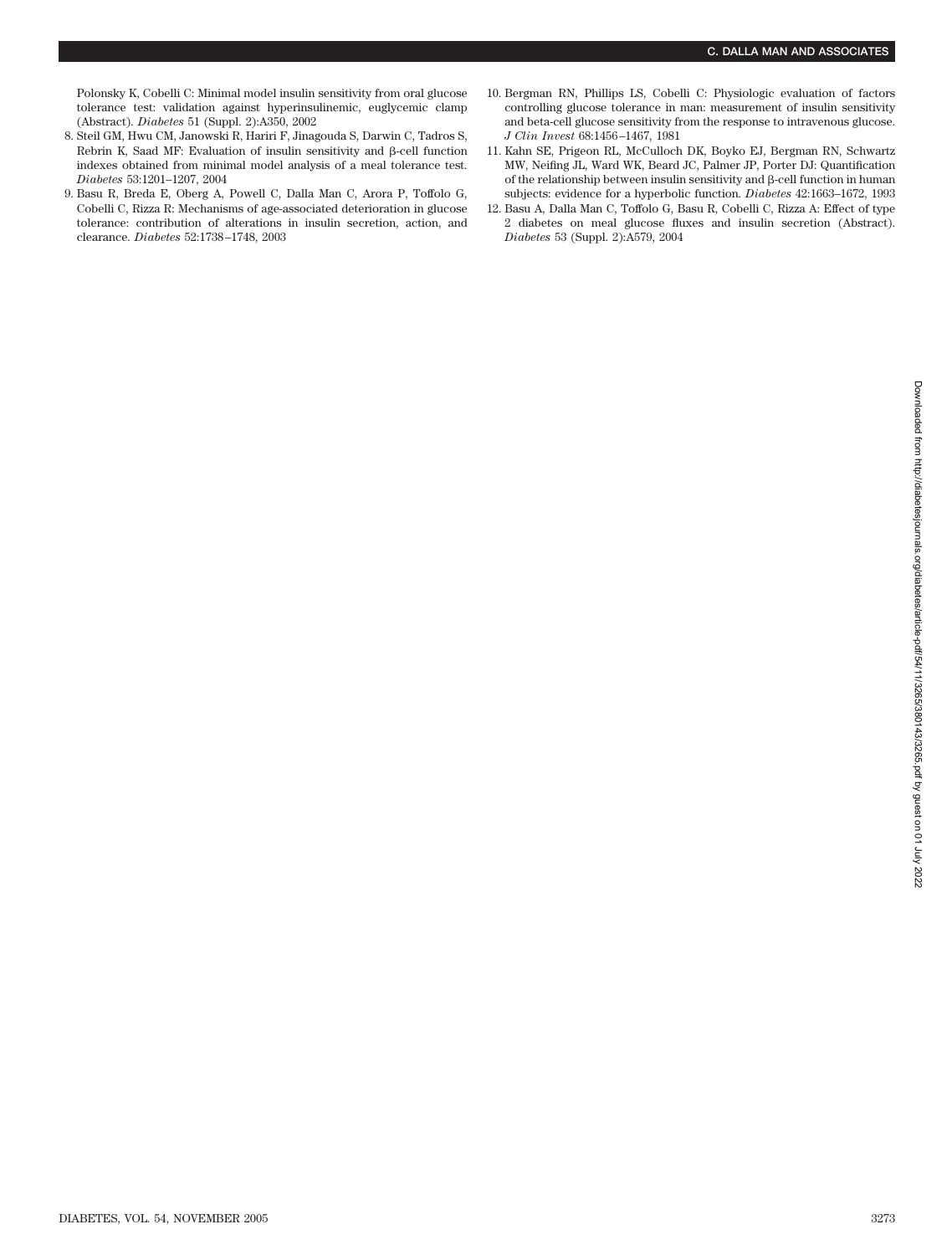Polonsky K, Cobelli C: Minimal model insulin sensitivity from oral glucose tolerance test: validation against hyperinsulinemic, euglycemic clamp (Abstract). *Diabetes* 51 (Suppl. 2):A350, 2002

8. Steil GM, Hwu CM, Janowski R, Hariri F, Jinagouda S, Darwin C, Tadros S, Rebrin K, Saad MF: Evaluation of insulin sensitivity and β-cell function indexes obtained from minimal model analysis of a meal tolerance test. *Diabetes* 53:1201–1207, 2004
9. Basu R, Breda E, Oberg A, Powell C, Dalla Man C, Arora P, Toffolo G, Cobelli C, Rizza R: Mechanisms of age-associated deterioration in glucose tolerance: contribution of alterations in insulin secretion, action, and clearance. *Diabetes* 52:1738–1748, 2003
10. Bergman RN, Phillips LS, Cobelli C: Physiologic evaluation of factors controlling glucose tolerance in man: measurement of insulin sensitivity and beta-cell glucose sensitivity from the response to intravenous glucose. *J Clin Invest* 68:1456–1467, 1981
11. Kahn SE, Prigeon RL, McCulloch DK, Boyko EJ, Bergman RN, Schwartz MW, Neifing JL, Ward WK, Beard JC, Palmer JP, Porter DJ: Quantification of the relationship between insulin sensitivity and β-cell function in human subjects: evidence for a hyperbolic function. *Diabetes* 42:1663–1672, 1993
12. Basu A, Dalla Man C, Toffolo G, Basu R, Cobelli C, Rizza A: Effect of type 2 diabetes on meal glucose fluxes and insulin secretion (Abstract). *Diabetes* 53 (Suppl. 2):A579, 2004